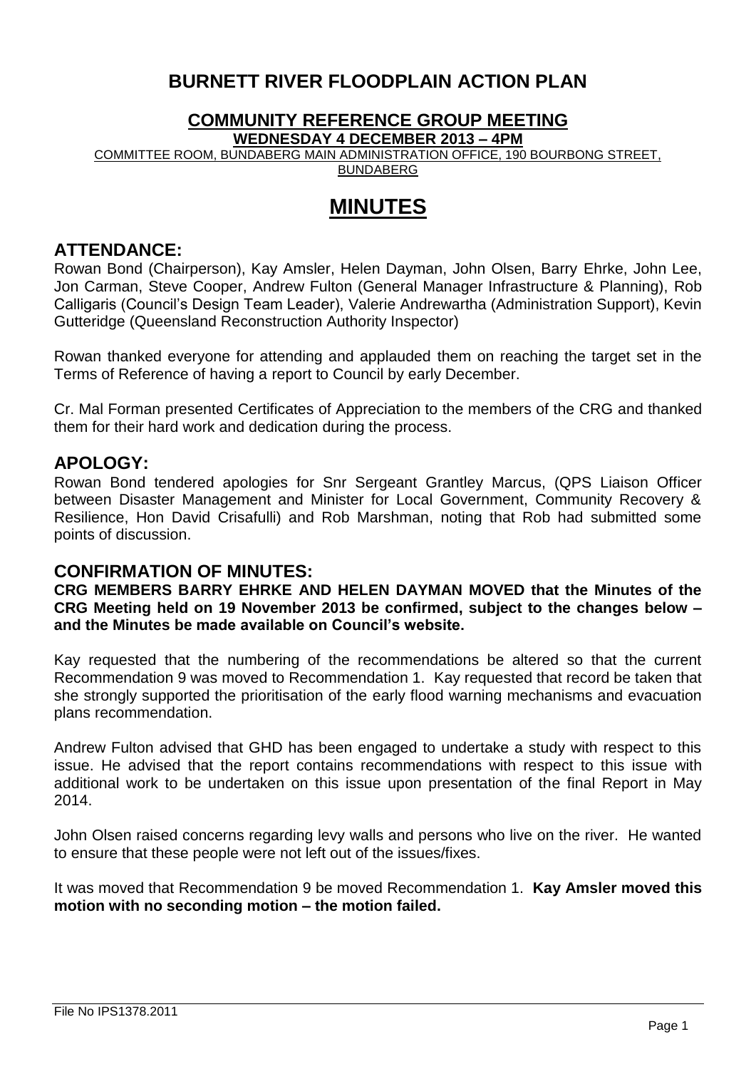# BURNETT RIVER FLOODPLAIN ACTION PLAN

## COMMUNITY REFERENCE GROUP MEETING

**WEDNESDAY 4 DECEMBER 2013 – 4PM**

COMMITTEE ROOM, BUNDABERG MAIN ADMINISTRATION OFFICE, 190 BOURBONG STREET, BUNDABERG

# MINUTES

## ATTENDANCE:

Rowan Bond (Chairperson), Kay Amsler, Helen Dayman, John Olsen, Barry Ehrke, John Lee, Jon Carman, Steve Cooper, Andrew Fulton (General Manager Infrastructure & Planning), Rob Calligaris (Council's Design Team Leader), Valerie Andrewartha (Administration Support), Kevin Gutteridge (Queensland Reconstruction Authority Inspector)

Rowan thanked everyone for attending and applauded them on reaching the target set in the Terms of Reference of having a report to Council by early December.

Cr. Mal Forman presented Certificates of Appreciation to the members of the CRG and thanked them for their hard work and dedication during the process.

## APOLOGY:

Rowan Bond tendered apologies for Snr Sergeant Grantley Marcus, (QPS Liaison Officer between Disaster Management and Minister for Local Government, Community Recovery & Resilience, Hon David Crisafulli) and Rob Marshman, noting that Rob had submitted some points of discussion.

## CONFIRMATION OF MINUTES:

**CRG MEMBERS BARRY EHRKE AND HELEN DAYMAN MOVED that the Minutes of the CRG Meeting held on 19 November 2013 be confirmed, subject to the changes below – and the Minutes be made available on Council's website.**

Kay requested that the numbering of the recommendations be altered so that the current Recommendation 9 was moved to Recommendation 1. Kay requested that record be taken that she strongly supported the prioritisation of the early flood warning mechanisms and evacuation plans recommendation.

Andrew Fulton advised that GHD has been engaged to undertake a study with respect to this issue. He advised that the report contains recommendations with respect to this issue with additional work to be undertaken on this issue upon presentation of the final Report in May 2014.

John Olsen raised concerns regarding levy walls and persons who live on the river. He wanted to ensure that these people were not left out of the issues/fixes.

It was moved that Recommendation 9 be moved Recommendation 1. **Kay Amsler moved this motion with no seconding motion – the motion failed.**

File No IPS1378.2011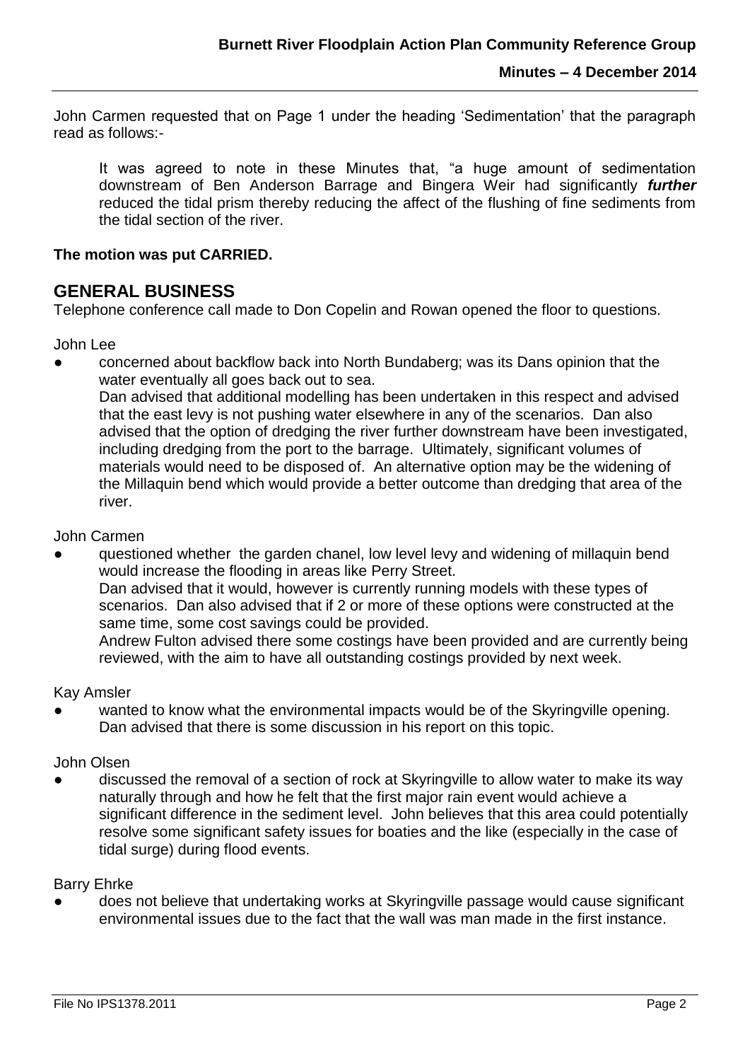John Carmen requested that on Page 1 under the heading 'Sedimentation' that the paragraph read as follows:-

> It was agreed to note in these Minutes that, "a huge amount of sedimentation downstream of Ben Anderson Barrage and Bingera Weir had significantly ***further*** reduced the tidal prism thereby reducing the affect of the flushing of fine sediments from the tidal section of the river.

**The motion was put CARRIED.**

## GENERAL BUSINESS

Telephone conference call made to Don Copelin and Rowan opened the floor to questions.

John Lee

- concerned about backflow back into North Bundaberg; was its Dans opinion that the water eventually all goes back out to sea.
  Dan advised that additional modelling has been undertaken in this respect and advised that the east levy is not pushing water elsewhere in any of the scenarios. Dan also advised that the option of dredging the river further downstream have been investigated, including dredging from the port to the barrage. Ultimately, significant volumes of materials would need to be disposed of. An alternative option may be the widening of the Millaquin bend which would provide a better outcome than dredging that area of the river.

John Carmen

- questioned whether the garden chanel, low level levy and widening of millaquin bend would increase the flooding in areas like Perry Street.
  Dan advised that it would, however is currently running models with these types of scenarios. Dan also advised that if 2 or more of these options were constructed at the same time, some cost savings could be provided.
  Andrew Fulton advised there some costings have been provided and are currently being reviewed, with the aim to have all outstanding costings provided by next week.

Kay Amsler

- wanted to know what the environmental impacts would be of the Skyringville opening.
  Dan advised that there is some discussion in his report on this topic.

John Olsen

- discussed the removal of a section of rock at Skyringville to allow water to make its way naturally through and how he felt that the first major rain event would achieve a significant difference in the sediment level. John believes that this area could potentially resolve some significant safety issues for boaties and the like (especially in the case of tidal surge) during flood events.

Barry Ehrke

- does not believe that undertaking works at Skyringville passage would cause significant environmental issues due to the fact that the wall was man made in the first instance.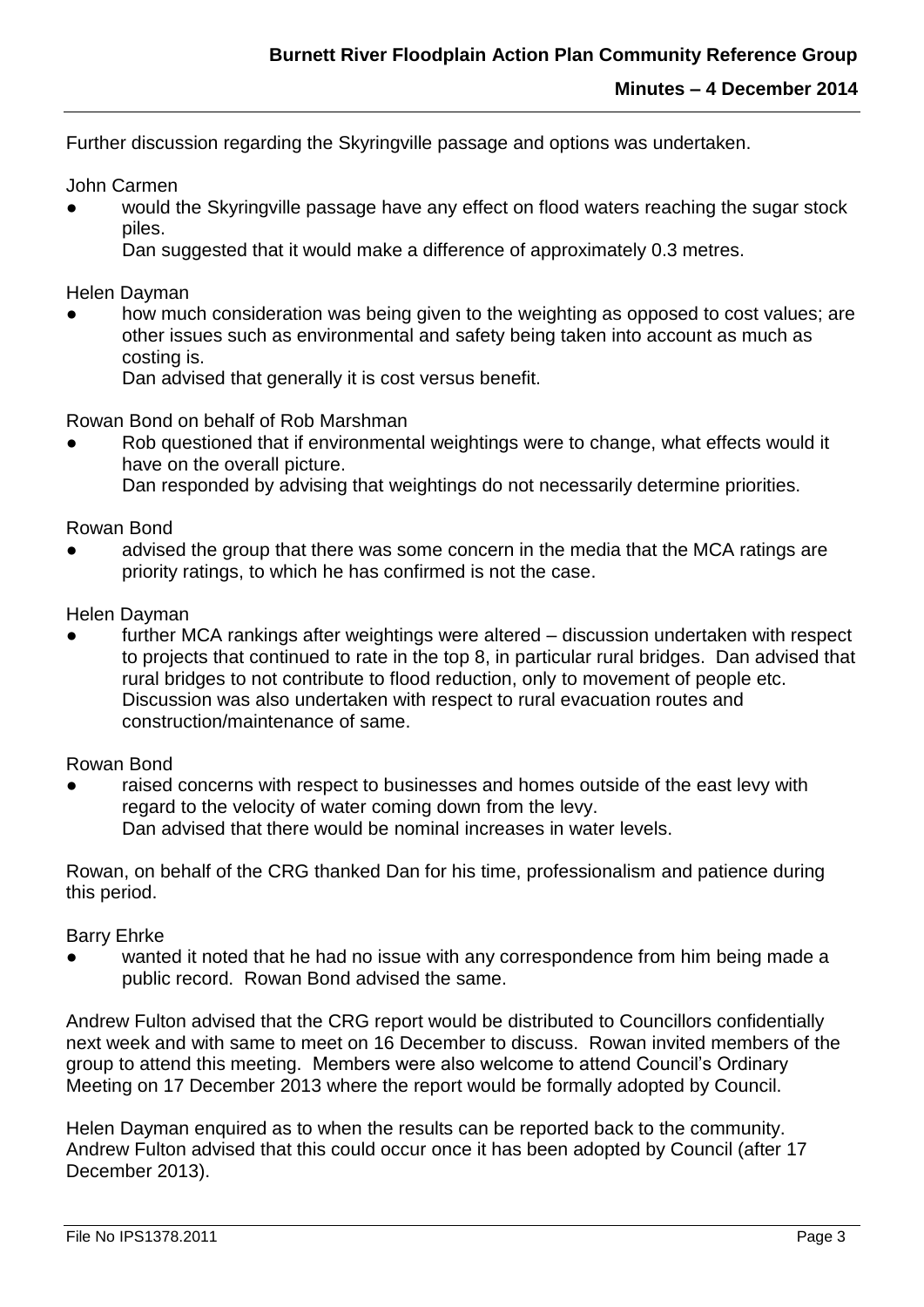Further discussion regarding the Skyringville passage and options was undertaken.

John Carmen

- would the Skyringville passage have any effect on flood waters reaching the sugar stock piles.
  Dan suggested that it would make a difference of approximately 0.3 metres.

Helen Dayman

- how much consideration was being given to the weighting as opposed to cost values; are other issues such as environmental and safety being taken into account as much as costing is.
  Dan advised that generally it is cost versus benefit.

Rowan Bond on behalf of Rob Marshman

- Rob questioned that if environmental weightings were to change, what effects would it have on the overall picture.
  Dan responded by advising that weightings do not necessarily determine priorities.

Rowan Bond

- advised the group that there was some concern in the media that the MCA ratings are priority ratings, to which he has confirmed is not the case.

Helen Dayman

- further MCA rankings after weightings were altered – discussion undertaken with respect to projects that continued to rate in the top 8, in particular rural bridges. Dan advised that rural bridges to not contribute to flood reduction, only to movement of people etc. Discussion was also undertaken with respect to rural evacuation routes and construction/maintenance of same.

Rowan Bond

- raised concerns with respect to businesses and homes outside of the east levy with regard to the velocity of water coming down from the levy.
  Dan advised that there would be nominal increases in water levels.

Rowan, on behalf of the CRG thanked Dan for his time, professionalism and patience during this period.

Barry Ehrke

- wanted it noted that he had no issue with any correspondence from him being made a public record. Rowan Bond advised the same.

Andrew Fulton advised that the CRG report would be distributed to Councillors confidentially next week and with same to meet on 16 December to discuss. Rowan invited members of the group to attend this meeting. Members were also welcome to attend Council's Ordinary Meeting on 17 December 2013 where the report would be formally adopted by Council.

Helen Dayman enquired as to when the results can be reported back to the community. Andrew Fulton advised that this could occur once it has been adopted by Council (after 17 December 2013).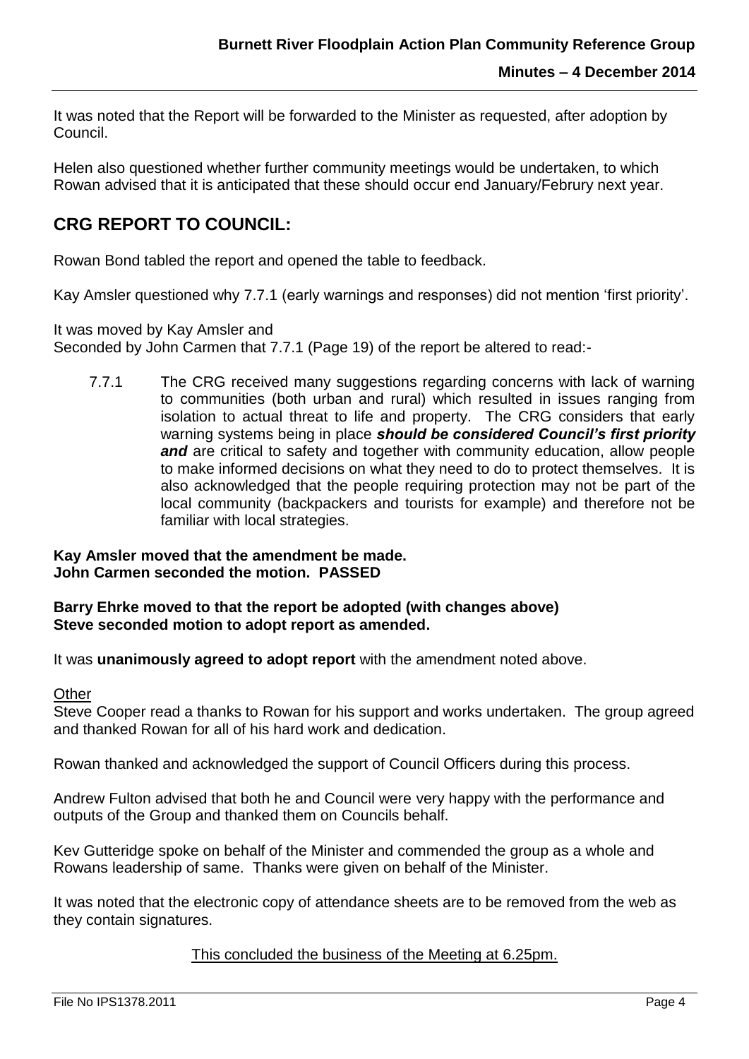It was noted that the Report will be forwarded to the Minister as requested, after adoption by Council.

Helen also questioned whether further community meetings would be undertaken, to which Rowan advised that it is anticipated that these should occur end January/Februry next year.

## CRG REPORT TO COUNCIL:

Rowan Bond tabled the report and opened the table to feedback.

Kay Amsler questioned why 7.7.1 (early warnings and responses) did not mention 'first priority'.

It was moved by Kay Amsler and
Seconded by John Carmen that 7.7.1 (Page 19) of the report be altered to read:-

> 7.7.1 The CRG received many suggestions regarding concerns with lack of warning to communities (both urban and rural) which resulted in issues ranging from isolation to actual threat to life and property. The CRG considers that early warning systems being in place ***should be considered Council's first priority and*** are critical to safety and together with community education, allow people to make informed decisions on what they need to do to protect themselves. It is also acknowledged that the people requiring protection may not be part of the local community (backpackers and tourists for example) and therefore not be familiar with local strategies.

**Kay Amsler moved that the amendment be made.**
**John Carmen seconded the motion. PASSED**

**Barry Ehrke moved to that the report be adopted (with changes above)**
**Steve seconded motion to adopt report as amended.**

It was **unanimously agreed to adopt report** with the amendment noted above.

Other

Steve Cooper read a thanks to Rowan for his support and works undertaken. The group agreed and thanked Rowan for all of his hard work and dedication.

Rowan thanked and acknowledged the support of Council Officers during this process.

Andrew Fulton advised that both he and Council were very happy with the performance and outputs of the Group and thanked them on Councils behalf.

Kev Gutteridge spoke on behalf of the Minister and commended the group as a whole and Rowans leadership of same. Thanks were given on behalf of the Minister.

It was noted that the electronic copy of attendance sheets are to be removed from the web as they contain signatures.

This concluded the business of the Meeting at 6.25pm.